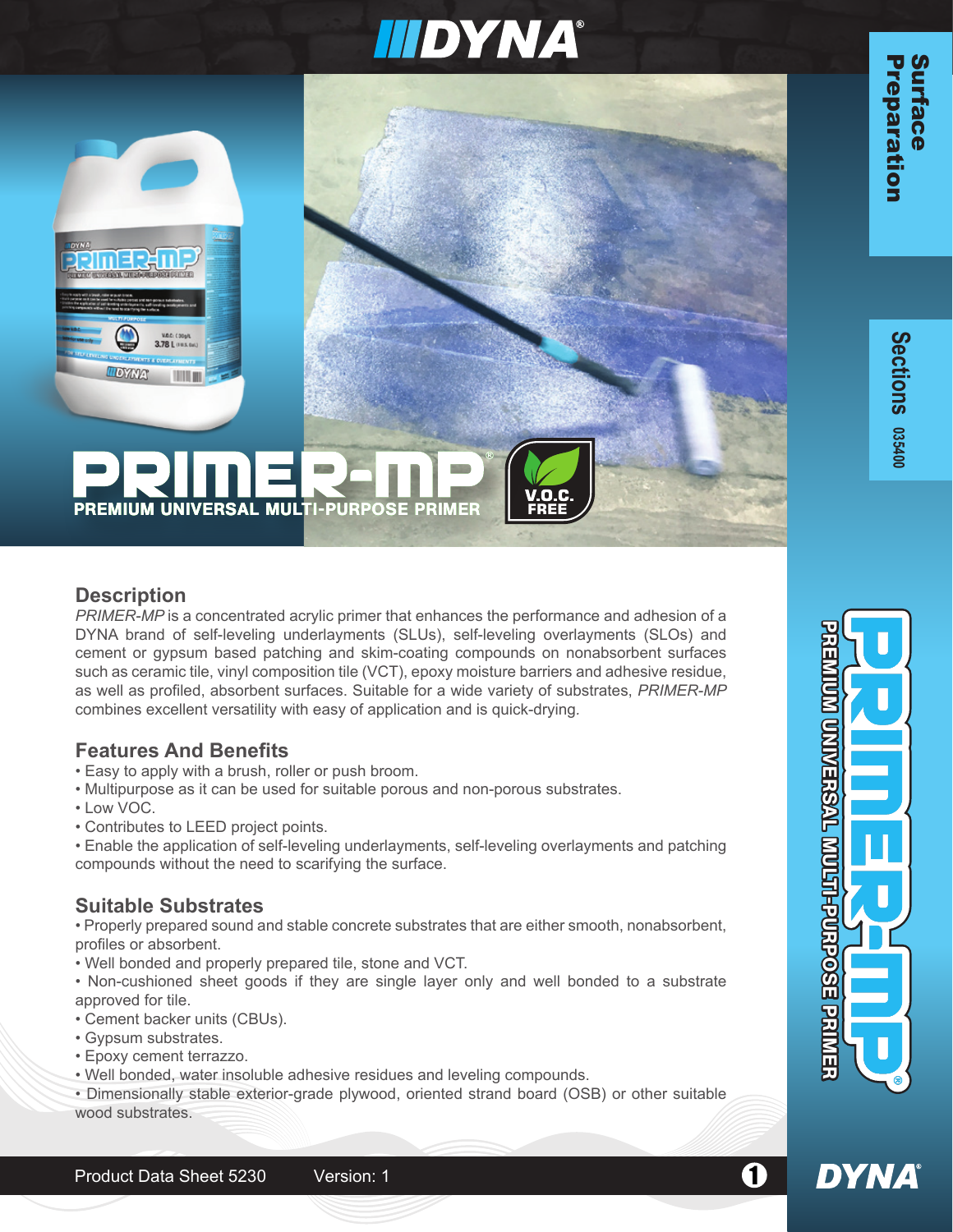# PRIMER-MP®

**PREMIUM UNIVERSAL MULTI-PURPOSE PRIMER**

V.O.C. FREE

Surface Preparation

Sections 03540

## Description

*PRIMER-MP* is a concentrated acrylic primer that enhances the performance and adhesion of a DYNA brand of self-leveling underlayments (SLUs), self-leveling overlayments (SLOs) and cement or gypsum based patching and skim-coating compounds on nonabsorbent surfaces such as ceramic tile, vinyl composition tile (VCT), epoxy moisture barriers and adhesive residue, as well as profiled, absorbent surfaces. Suitable for a wide variety of substrates, *PRIMER-MP* combines excellent versatility with easy of application and is quick-drying.

## Features And Benefits

- Easy to apply with a brush, roller or push broom.
- Multipurpose as it can be used for suitable porous and non-porous substrates.
- Low VOC.
- Contributes to LEED project points.
- Enable the application of self-leveling underlayments, self-leveling overlayments and patching compounds without the need to scarifying the surface.

## Suitable Substrates

- Properly prepared sound and stable concrete substrates that are either smooth, nonabsorbent, profiles or absorbent.
- Well bonded and properly prepared tile, stone and VCT.
- Non-cushioned sheet goods if they are single layer only and well bonded to a substrate approved for tile.
- Cement backer units (CBUs).
- Gypsum substrates.
- Epoxy cement terrazzo.
- Well bonded, water insoluble adhesive residues and leveling compounds.
- Dimensionally stable exterior-grade plywood, oriented strand board (OSB) or other suitable wood substrates.

Product Data Sheet 5230 Version: 1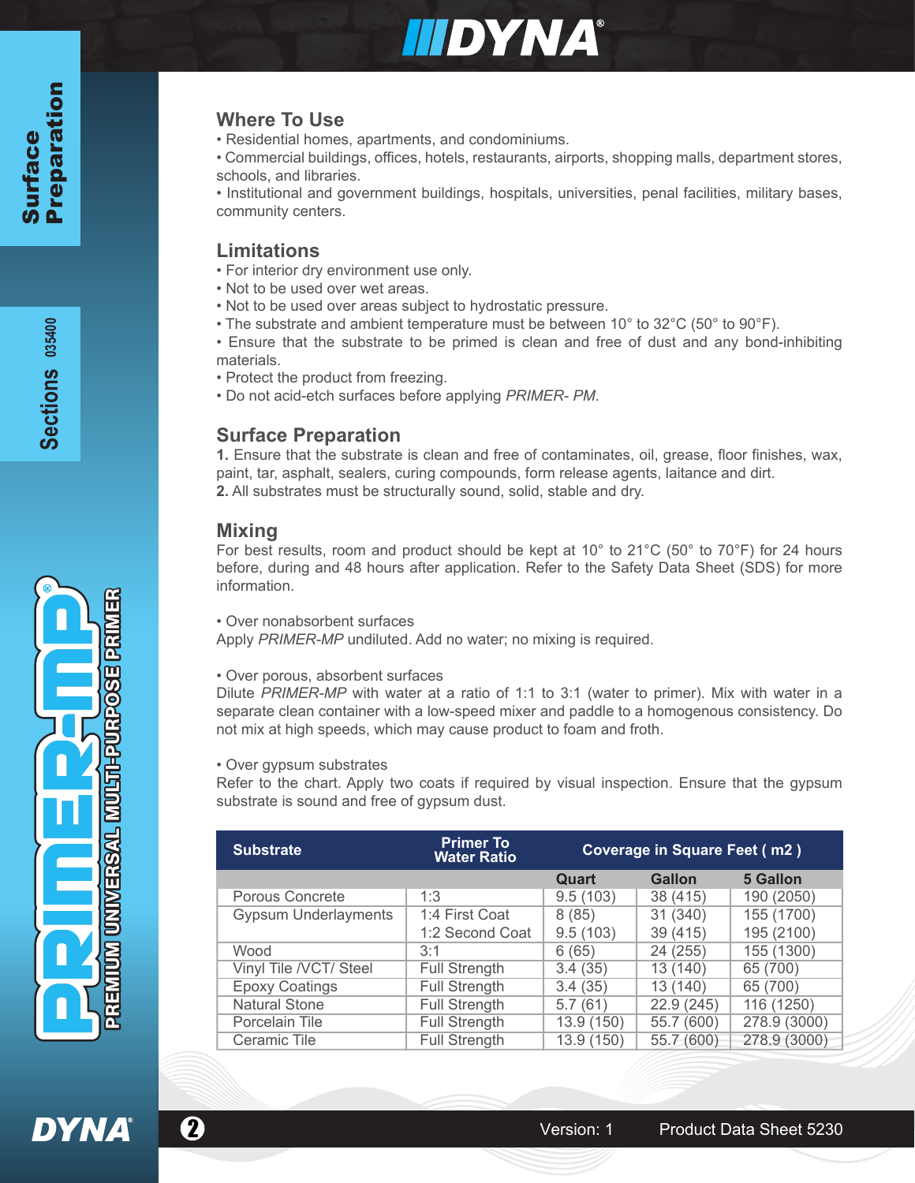## Where To Use

- Residential homes, apartments, and condominiums.
- Commercial buildings, offices, hotels, restaurants, airports, shopping malls, department stores, schools, and libraries.
- Institutional and government buildings, hospitals, universities, penal facilities, military bases, community centers.

## Limitations

- For interior dry environment use only.
- Not to be used over wet areas.
- Not to be used over areas subject to hydrostatic pressure.
- The substrate and ambient temperature must be between 10° to 32°C (50° to 90°F).
- Ensure that the substrate to be primed is clean and free of dust and any bond-inhibiting materials.
- Protect the product from freezing.
- Do not acid-etch surfaces before applying *PRIMER- PM*.

## Surface Preparation

**1.** Ensure that the substrate is clean and free of contaminates, oil, grease, floor finishes, wax, paint, tar, asphalt, sealers, curing compounds, form release agents, laitance and dirt.
**2.** All substrates must be structurally sound, solid, stable and dry.

## Mixing

For best results, room and product should be kept at 10° to 21°C (50° to 70°F) for 24 hours before, during and 48 hours after application. Refer to the Safety Data Sheet (SDS) for more information.

- Over nonabsorbent surfaces

Apply *PRIMER-MP* undiluted. Add no water; no mixing is required.

- Over porous, absorbent surfaces

Dilute *PRIMER-MP* with water at a ratio of 1:1 to 3:1 (water to primer). Mix with water in a separate clean container with a low-speed mixer and paddle to a homogenous consistency. Do not mix at high speeds, which may cause product to foam and froth.

- Over gypsum substrates

Refer to the chart. Apply two coats if required by visual inspection. Ensure that the gypsum substrate is sound and free of gypsum dust.

| Substrate | Primer To Water Ratio | Coverage in Square Feet ( m2 ) | | |
|---|---|---|---|---|
| | | Quart | Gallon | 5 Gallon |
| Porous Concrete | 1:3 | 9.5 (103) | 38 (415) | 190 (2050) |
| Gypsum Underlayments | 1:4 First Coat | 8 (85) | 31 (340) | 155 (1700) |
| | 1:2 Second Coat | 9.5 (103) | 39 (415) | 195 (2100) |
| Wood | 3:1 | 6 (65) | 24 (255) | 155 (1300) |
| Vinyl Tile /VCT/ Steel | Full Strength | 3.4 (35) | 13 (140) | 65 (700) |
| Epoxy Coatings | Full Strength | 3.4 (35) | 13 (140) | 65 (700) |
| Natural Stone | Full Strength | 5.7 (61) | 22.9 (245) | 116 (1250) |
| Porcelain Tile | Full Strength | 13.9 (150) | 55.7 (600) | 278.9 (3000) |
| Ceramic Tile | Full Strength | 13.9 (150) | 55.7 (600) | 278.9 (3000) |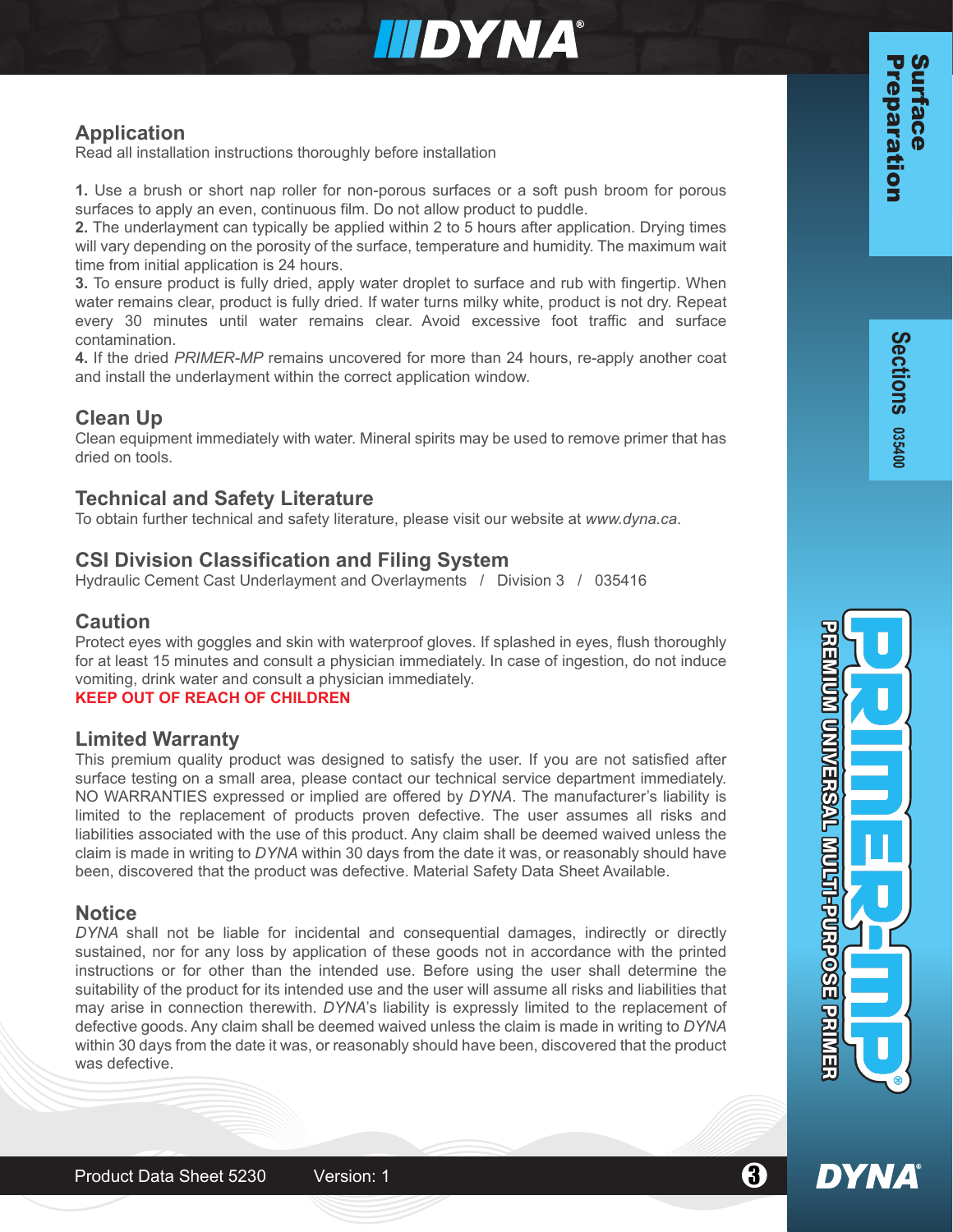## Application

Read all installation instructions thoroughly before installation

**1.** Use a brush or short nap roller for non-porous surfaces or a soft push broom for porous surfaces to apply an even, continuous film. Do not allow product to puddle.
**2.** The underlayment can typically be applied within 2 to 5 hours after application. Drying times will vary depending on the porosity of the surface, temperature and humidity. The maximum wait time from initial application is 24 hours.
**3.** To ensure product is fully dried, apply water droplet to surface and rub with fingertip. When water remains clear, product is fully dried. If water turns milky white, product is not dry. Repeat every 30 minutes until water remains clear. Avoid excessive foot traffic and surface contamination.
**4.** If the dried *PRIMER-MP* remains uncovered for more than 24 hours, re-apply another coat and install the underlayment within the correct application window.

## Clean Up

Clean equipment immediately with water. Mineral spirits may be used to remove primer that has dried on tools.

## Technical and Safety Literature

To obtain further technical and safety literature, please visit our website at *www.dyna.ca*.

## CSI Division Classification and Filing System

Hydraulic Cement Cast Underlayment and Overlayments / Division 3 / 035416

## Caution

Protect eyes with goggles and skin with waterproof gloves. If splashed in eyes, flush thoroughly for at least 15 minutes and consult a physician immediately. In case of ingestion, do not induce vomiting, drink water and consult a physician immediately.
**KEEP OUT OF REACH OF CHILDREN**

## Limited Warranty

This premium quality product was designed to satisfy the user. If you are not satisfied after surface testing on a small area, please contact our technical service department immediately. NO WARRANTIES expressed or implied are offered by *DYNA*. The manufacturer's liability is limited to the replacement of products proven defective. The user assumes all risks and liabilities associated with the use of this product. Any claim shall be deemed waived unless the claim is made in writing to *DYNA* within 30 days from the date it was, or reasonably should have been, discovered that the product was defective. Material Safety Data Sheet Available.

## Notice

*DYNA* shall not be liable for incidental and consequential damages, indirectly or directly sustained, nor for any loss by application of these goods not in accordance with the printed instructions or for other than the intended use. Before using the user shall determine the suitability of the product for its intended use and the user will assume all risks and liabilities that may arise in connection therewith. *DYNA*'s liability is expressly limited to the replacement of defective goods. Any claim shall be deemed waived unless the claim is made in writing to *DYNA* within 30 days from the date it was, or reasonably should have been, discovered that the product was defective.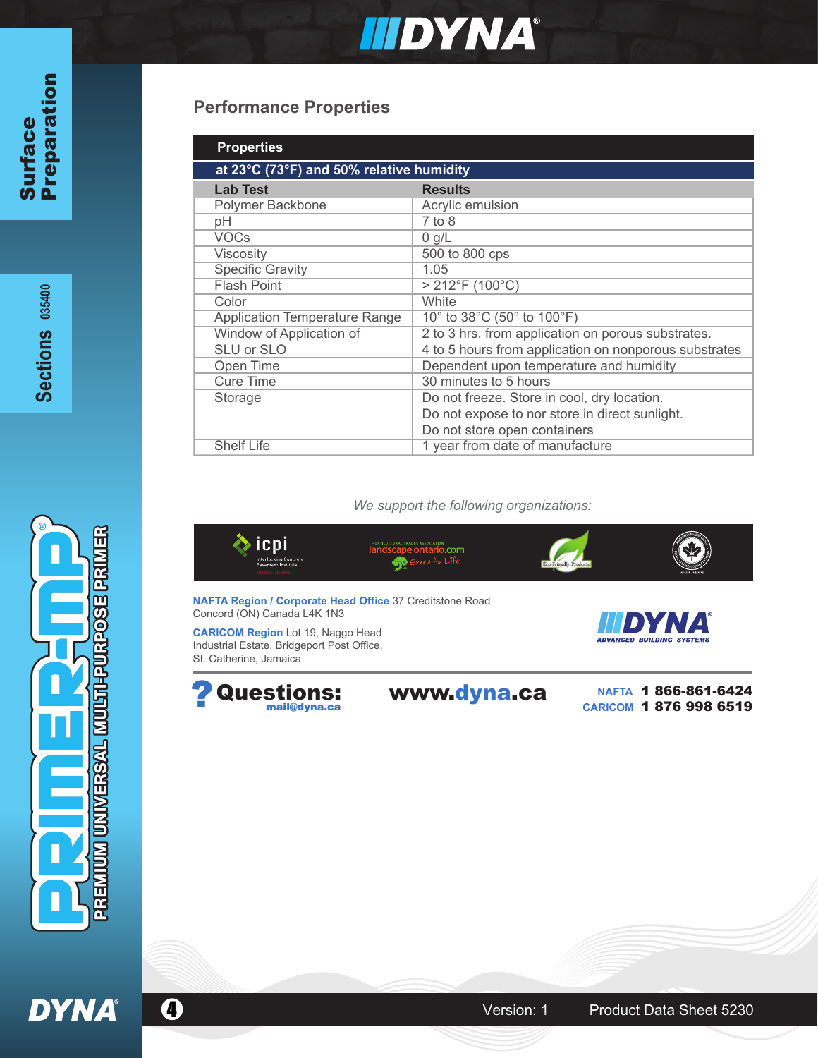## Performance Properties

| Properties | |
|---|---|
| **at 23°C (73°F) and 50% relative humidity** | |
| **Lab Test** | **Results** |
| Polymer Backbone | Acrylic emulsion |
| pH | 7 to 8 |
| VOCs | 0 g/L |
| Viscosity | 500 to 800 cps |
| Specific Gravity | 1.05 |
| Flash Point | > 212°F (100°C) |
| Color | White |
| Application Temperature Range | 10° to 38°C (50° to 100°F) |
| Window of Application of SLU or SLO | 2 to 3 hrs. from application on porous substrates. 4 to 5 hours from application on nonporous substrates |
| Open Time | Dependent upon temperature and humidity |
| Cure Time | 30 minutes to 5 hours |
| Storage | Do not freeze. Store in cool, dry location. Do not expose to nor store in direct sunlight. Do not store open containers |
| Shelf Life | 1 year from date of manufacture |

*We support the following organizations:*

icpi Interlocking Concrete Pavement Institute

landscape ontario.com Green for Life!

Eco-friendly Products

**NAFTA Region / Corporate Head Office** 37 Creditstone Road
Concord (ON) Canada L4K 1N3

**CARICOM Region** Lot 19, Naggo Head
Industrial Estate, Bridgeport Post Office,
St. Catherine, Jamaica

DYNA ADVANCED BUILDING SYSTEMS

**? Questions:** mail@dyna.ca

**www.dyna.ca**

**NAFTA 1 866-861-6424**
**CARICOM 1 876 998 6519**

Version: 1 Product Data Sheet 5230